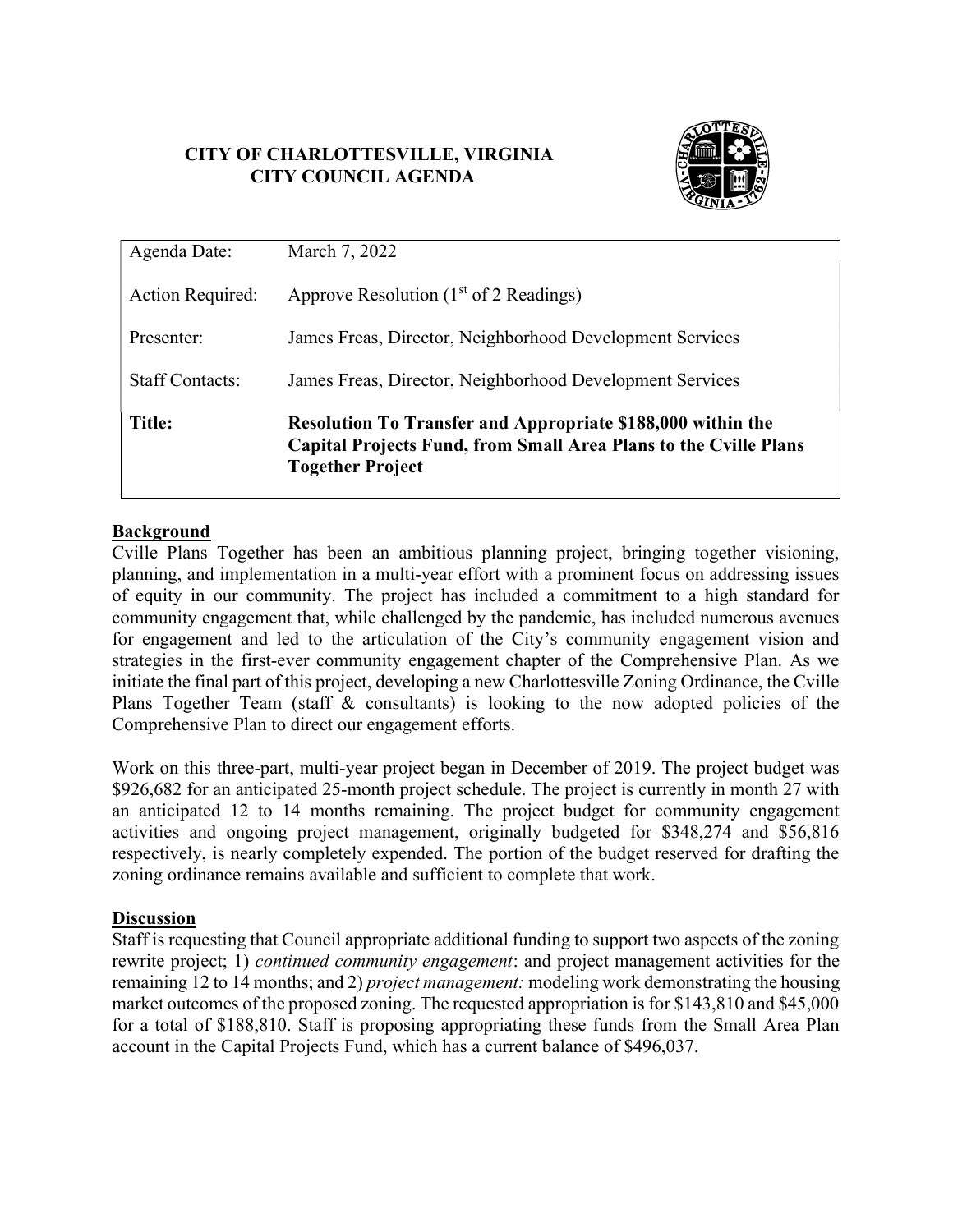# CITY OF CHARLOTTESVILLE, VIRGINIA
# CITY COUNCIL AGENDA

| | |
|---|---|
| Agenda Date: | March 7, 2022 |
| Action Required: | Approve Resolution (1st of 2 Readings) |
| Presenter: | James Freas, Director, Neighborhood Development Services |
| Staff Contacts: | James Freas, Director, Neighborhood Development Services |
| **Title:** | **Resolution To Transfer and Appropriate $188,000 within the Capital Projects Fund, from Small Area Plans to the Cville Plans Together Project** |

## Background

Cville Plans Together has been an ambitious planning project, bringing together visioning, planning, and implementation in a multi-year effort with a prominent focus on addressing issues of equity in our community. The project has included a commitment to a high standard for community engagement that, while challenged by the pandemic, has included numerous avenues for engagement and led to the articulation of the City's community engagement vision and strategies in the first-ever community engagement chapter of the Comprehensive Plan. As we initiate the final part of this project, developing a new Charlottesville Zoning Ordinance, the Cville Plans Together Team (staff & consultants) is looking to the now adopted policies of the Comprehensive Plan to direct our engagement efforts.

Work on this three-part, multi-year project began in December of 2019. The project budget was $926,682 for an anticipated 25-month project schedule. The project is currently in month 27 with an anticipated 12 to 14 months remaining. The project budget for community engagement activities and ongoing project management, originally budgeted for $348,274 and $56,816 respectively, is nearly completely expended. The portion of the budget reserved for drafting the zoning ordinance remains available and sufficient to complete that work.

## Discussion

Staff is requesting that Council appropriate additional funding to support two aspects of the zoning rewrite project; 1) *continued community engagement*: and project management activities for the remaining 12 to 14 months; and 2) *project management:* modeling work demonstrating the housing market outcomes of the proposed zoning. The requested appropriation is for $143,810 and $45,000 for a total of $188,810. Staff is proposing appropriating these funds from the Small Area Plan account in the Capital Projects Fund, which has a current balance of $496,037.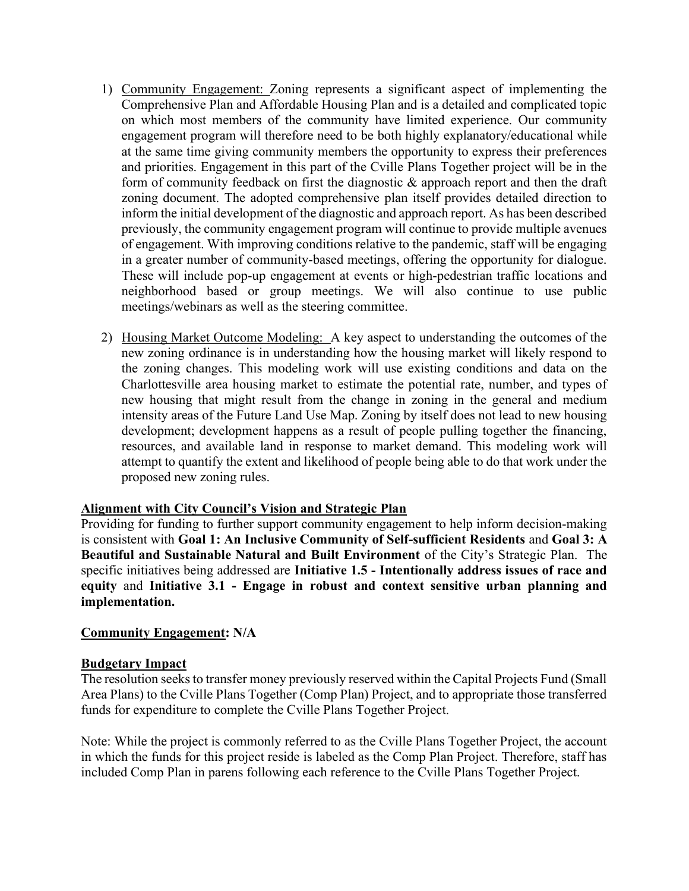1) <u>Community Engagement:</u> Zoning represents a significant aspect of implementing the Comprehensive Plan and Affordable Housing Plan and is a detailed and complicated topic on which most members of the community have limited experience. Our community engagement program will therefore need to be both highly explanatory/educational while at the same time giving community members the opportunity to express their preferences and priorities. Engagement in this part of the Cville Plans Together project will be in the form of community feedback on first the diagnostic & approach report and then the draft zoning document. The adopted comprehensive plan itself provides detailed direction to inform the initial development of the diagnostic and approach report. As has been described previously, the community engagement program will continue to provide multiple avenues of engagement. With improving conditions relative to the pandemic, staff will be engaging in a greater number of community-based meetings, offering the opportunity for dialogue. These will include pop-up engagement at events or high-pedestrian traffic locations and neighborhood based or group meetings. We will also continue to use public meetings/webinars as well as the steering committee.

2) <u>Housing Market Outcome Modeling:</u> A key aspect to understanding the outcomes of the new zoning ordinance is in understanding how the housing market will likely respond to the zoning changes. This modeling work will use existing conditions and data on the Charlottesville area housing market to estimate the potential rate, number, and types of new housing that might result from the change in zoning in the general and medium intensity areas of the Future Land Use Map. Zoning by itself does not lead to new housing development; development happens as a result of people pulling together the financing, resources, and available land in response to market demand. This modeling work will attempt to quantify the extent and likelihood of people being able to do that work under the proposed new zoning rules.

**<u>Alignment with City Council's Vision and Strategic Plan</u>**

Providing for funding to further support community engagement to help inform decision-making is consistent with **Goal 1: An Inclusive Community of Self-sufficient Residents** and **Goal 3: A Beautiful and Sustainable Natural and Built Environment** of the City's Strategic Plan. The specific initiatives being addressed are **Initiative 1.5 - Intentionally address issues of race and equity** and **Initiative 3.1 - Engage in robust and context sensitive urban planning and implementation.**

**<u>Community Engagement</u>: N/A**

**<u>Budgetary Impact</u>**

The resolution seeks to transfer money previously reserved within the Capital Projects Fund (Small Area Plans) to the Cville Plans Together (Comp Plan) Project, and to appropriate those transferred funds for expenditure to complete the Cville Plans Together Project.

Note: While the project is commonly referred to as the Cville Plans Together Project, the account in which the funds for this project reside is labeled as the Comp Plan Project. Therefore, staff has included Comp Plan in parens following each reference to the Cville Plans Together Project.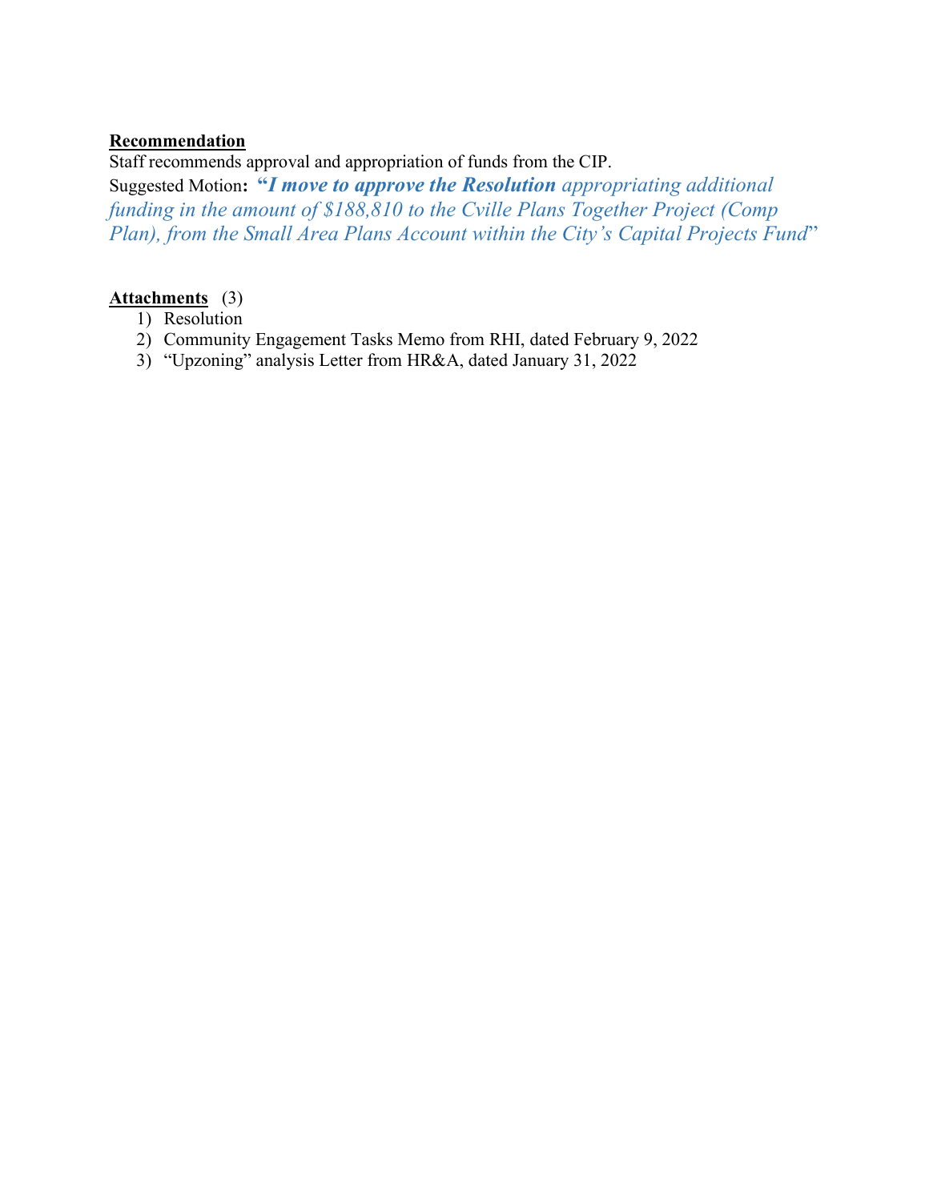**<u>Recommendation</u>**

Staff recommends approval and appropriation of funds from the CIP.

Suggested Motion**:** ***"I move to approve the Resolution*** *appropriating additional funding in the amount of $188,810 to the Cville Plans Together Project (Comp Plan), from the Small Area Plans Account within the City's Capital Projects Fund*"

**<u>Attachments</u>** (3)

1) Resolution
2) Community Engagement Tasks Memo from RHI, dated February 9, 2022
3) "Upzoning" analysis Letter from HR&A, dated January 31, 2022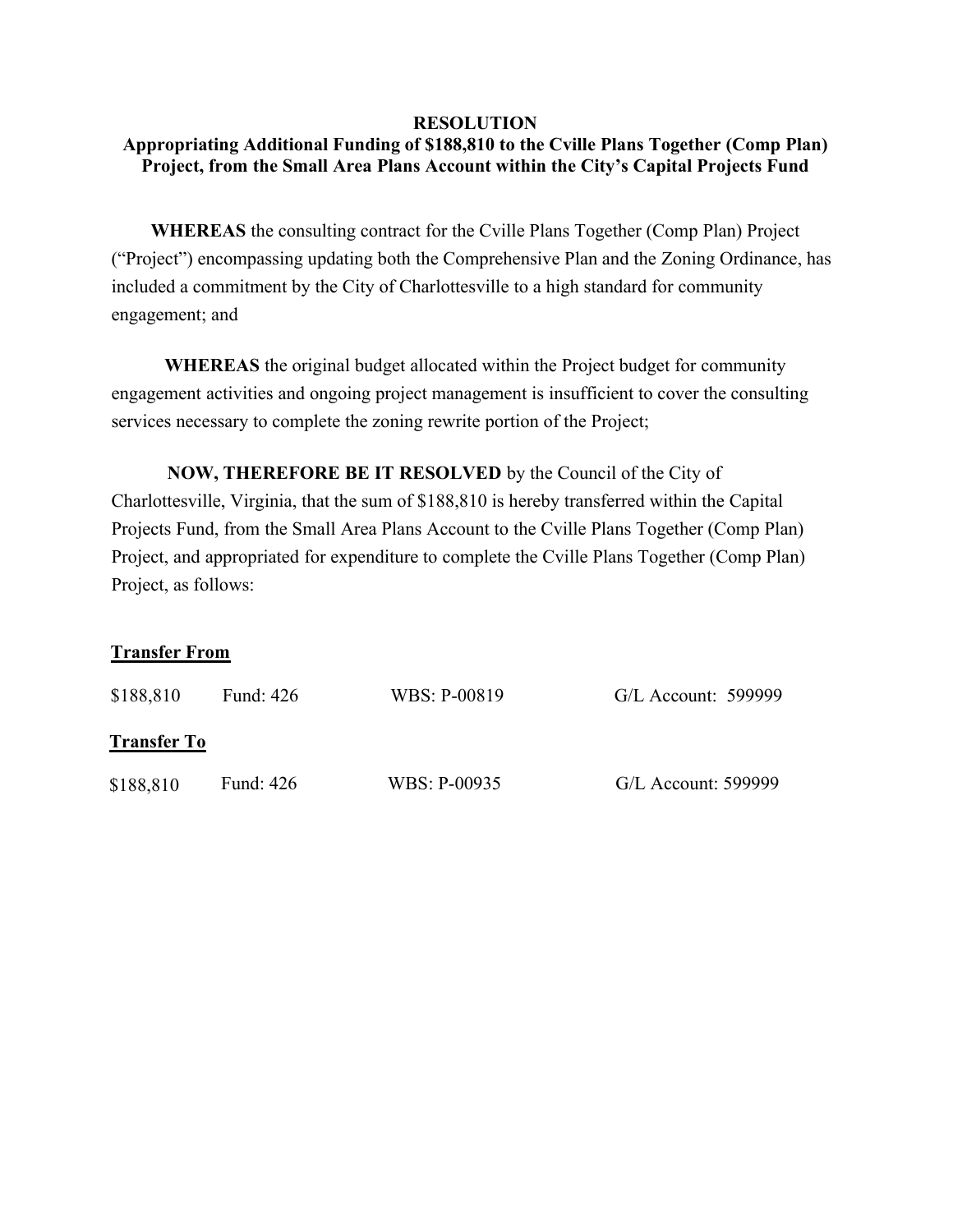**RESOLUTION**

**Appropriating Additional Funding of $188,810 to the Cville Plans Together (Comp Plan) Project, from the Small Area Plans Account within the City's Capital Projects Fund**

**WHEREAS** the consulting contract for the Cville Plans Together (Comp Plan) Project ("Project") encompassing updating both the Comprehensive Plan and the Zoning Ordinance, has included a commitment by the City of Charlottesville to a high standard for community engagement; and

**WHEREAS** the original budget allocated within the Project budget for community engagement activities and ongoing project management is insufficient to cover the consulting services necessary to complete the zoning rewrite portion of the Project;

**NOW, THEREFORE BE IT RESOLVED** by the Council of the City of Charlottesville, Virginia, that the sum of $188,810 is hereby transferred within the Capital Projects Fund, from the Small Area Plans Account to the Cville Plans Together (Comp Plan) Project, and appropriated for expenditure to complete the Cville Plans Together (Comp Plan) Project, as follows:

**Transfer From**

| | | | |
|---|---|---|---|
| $188,810 | Fund: 426 | WBS: P-00819 | G/L Account: 599999 |

**Transfer To**

| | | | |
|---|---|---|---|
| $188,810 | Fund: 426 | WBS: P-00935 | G/L Account: 599999 |